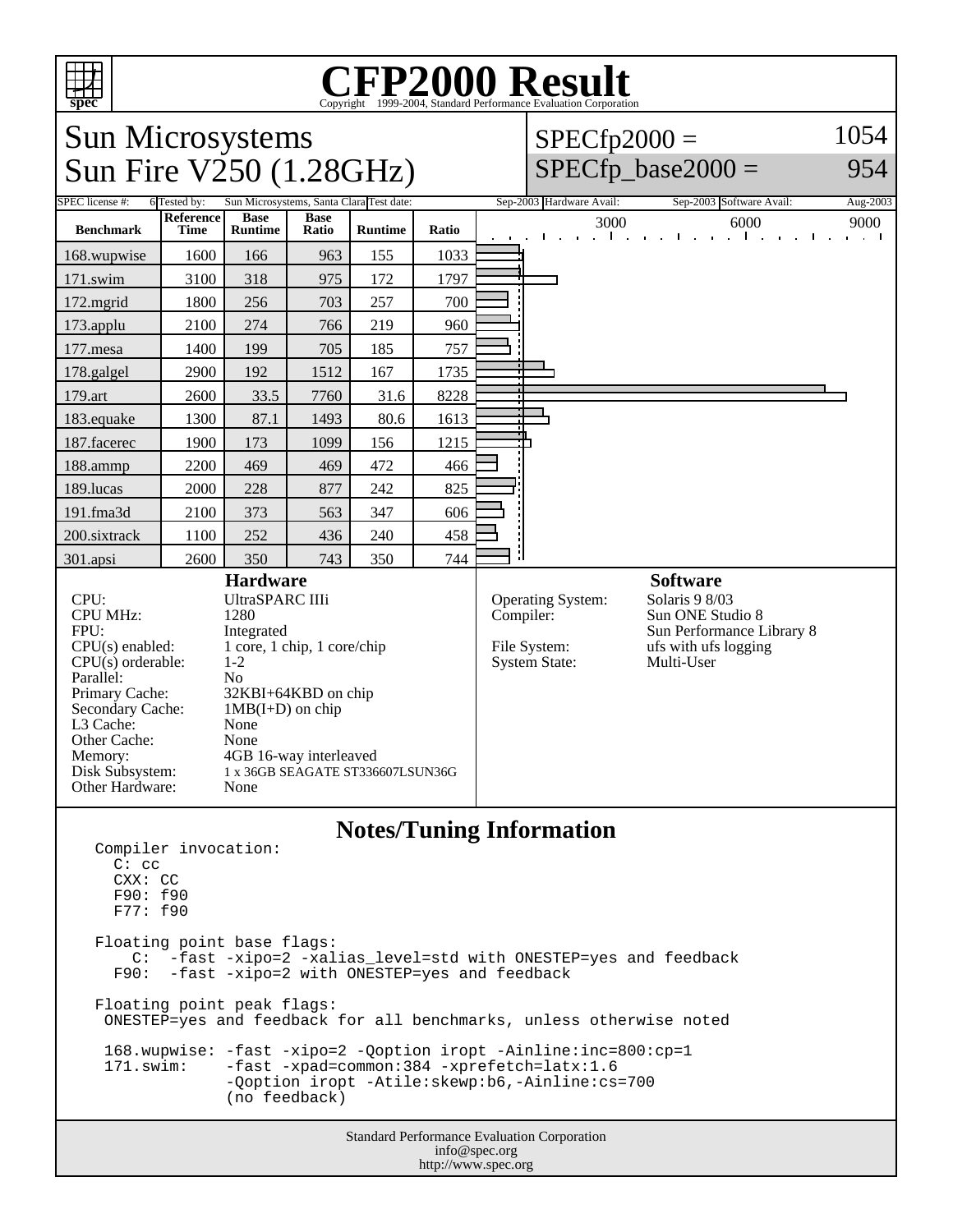# CFP2000 Result

Copyright 1999-2004, Standard Performance Evaluation Corporation

## Sun Microsystems
## Sun Fire V250 (1.28GHz)

SPECfp2000 = 1054

SPECfp_base2000 = 954

| SPEC license #: | 6 | Tested by: | Sun Microsystems, Santa Clara | Test date: | Sep-2003 | Hardware Avail: | Sep-2003 | Software Avail: | Aug-2003 |
|---|---|---|---|---|---|---|---|---|---|

| Benchmark | Reference Time | Base Runtime | Base Ratio | Runtime | Ratio |
|---|---|---|---|---|---|
| 168.wupwise | 1600 | 166 | 963 | 155 | 1033 |
| 171.swim | 3100 | 318 | 975 | 172 | 1797 |
| 172.mgrid | 1800 | 256 | 703 | 257 | 700 |
| 173.applu | 2100 | 274 | 766 | 219 | 960 |
| 177.mesa | 1400 | 199 | 705 | 185 | 757 |
| 178.galgel | 2900 | 192 | 1512 | 167 | 1735 |
| 179.art | 2600 | 33.5 | 7760 | 31.6 | 8228 |
| 183.equake | 1300 | 87.1 | 1493 | 80.6 | 1613 |
| 187.facerec | 1900 | 173 | 1099 | 156 | 1215 |
| 188.ammp | 2200 | 469 | 469 | 472 | 466 |
| 189.lucas | 2000 | 228 | 877 | 242 | 825 |
| 191.fma3d | 2100 | 373 | 563 | 347 | 606 |
| 200.sixtrack | 1100 | 252 | 436 | 240 | 458 |
| 301.apsi | 2600 | 350 | 743 | 350 | 744 |

### Hardware

| | |
|---|---|
| CPU: | UltraSPARC IIIi |
| CPU MHz: | 1280 |
| FPU: | Integrated |
| CPU(s) enabled: | 1 core, 1 chip, 1 core/chip |
| CPU(s) orderable: | 1-2 |
| Parallel: | No |
| Primary Cache: | 32KBI+64KBD on chip |
| Secondary Cache: | 1MB(I+D) on chip |
| L3 Cache: | None |
| Other Cache: | None |
| Memory: | 4GB 16-way interleaved |
| Disk Subsystem: | 1 x 36GB SEAGATE ST336607LSUN36G |
| Other Hardware: | None |

### Software

| | |
|---|---|
| Operating System: | Solaris 9 8/03 |
| Compiler: | Sun ONE Studio 8<br>Sun Performance Library 8 |
| File System: | ufs with ufs logging |
| System State: | Multi-User |

### Notes/Tuning Information

```
Compiler invocation:
  C: cc
  CXX: CC
  F90: f90
  F77: f90

Floating point base flags:
    C:  -fast -xipo=2 -xalias_level=std with ONESTEP=yes and feedback
  F90:  -fast -xipo=2 with ONESTEP=yes and feedback

Floating point peak flags:
 ONESTEP=yes and feedback for all benchmarks, unless otherwise noted

 168.wupwise: -fast -xipo=2 -Qoption iropt -Ainline:inc=800:cp=1
 171.swim:    -fast -xpad=common:384 -xprefetch=latx:1.6
              -Qoption iropt -Atile:skewp:b6,-Ainline:cs=700
              (no feedback)
```

Standard Performance Evaluation Corporation
info@spec.org
http://www.spec.org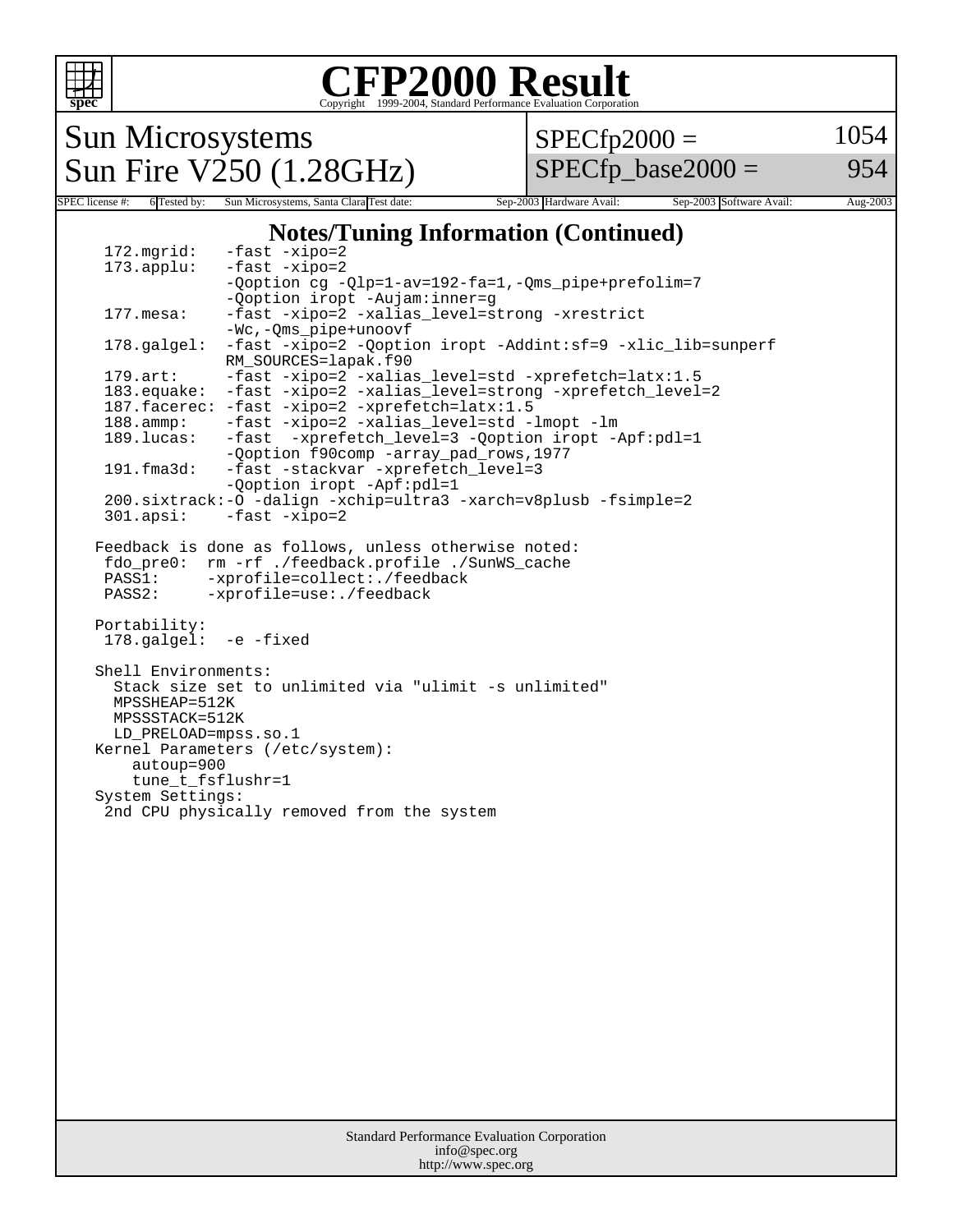# CFP2000 Result

Copyright 1999-2004, Standard Performance Evaluation Corporation

## Sun Microsystems
## Sun Fire V250 (1.28GHz)

| | |
|---|---|
| SPECfp2000 = | 1054 |
| SPECfp_base2000 = | 954 |

| SPEC license #: | Tested by: | Test date: | Hardware Avail: | Software Avail: |
|---|---|---|---|---|
| 6 | Sun Microsystems, Santa Clara | Sep-2003 | Sep-2003 | Aug-2003 |

## Notes/Tuning Information (Continued)

```
   172.mgrid:   -fast -xipo=2
   173.applu:   -fast -xipo=2
                -Qoption cg -Qlp=1-av=192-fa=1,-Qms_pipe+prefolim=7
                -Qoption iropt -Aujam:inner=g
   177.mesa:    -fast -xipo=2 -xalias_level=strong -xrestrict
                -Wc,-Qms_pipe+unoovf
   178.galgel:  -fast -xipo=2 -Qoption iropt -Addint:sf=9 -xlic_lib=sunperf
                RM_SOURCES=lapak.f90
   179.art:     -fast -xipo=2 -xalias_level=std -xprefetch=latx:1.5
   183.equake:  -fast -xipo=2 -xalias_level=strong -xprefetch_level=2
   187.facerec: -fast -xipo=2 -xprefetch=latx:1.5
   188.ammp:    -fast -xipo=2 -xalias_level=std -lmopt -lm
   189.lucas:   -fast  -xprefetch_level=3 -Qoption iropt -Apf:pdl=1
                -Qoption f90comp -array_pad_rows,1977
   191.fma3d:   -fast -stackvar -xprefetch_level=3
                -Qoption iropt -Apf:pdl=1
   200.sixtrack:-O -dalign -xchip=ultra3 -xarch=v8plusb -fsimple=2
   301.apsi:    -fast -xipo=2

  Feedback is done as follows, unless otherwise noted:
   fdo_pre0:  rm -rf ./feedback.profile ./SunWS_cache
   PASS1:     -xprofile=collect:./feedback
   PASS2:     -xprofile=use:./feedback

  Portability:
   178.galgel:  -e -fixed

  Shell Environments:
    Stack size set to unlimited via "ulimit -s unlimited"
    MPSSHEAP=512K
    MPSSSTACK=512K
    LD_PRELOAD=mpss.so.1
  Kernel Parameters (/etc/system):
      autoup=900
      tune_t_fsflushr=1
  System Settings:
   2nd CPU physically removed from the system
```

Standard Performance Evaluation Corporation
info@spec.org
http://www.spec.org